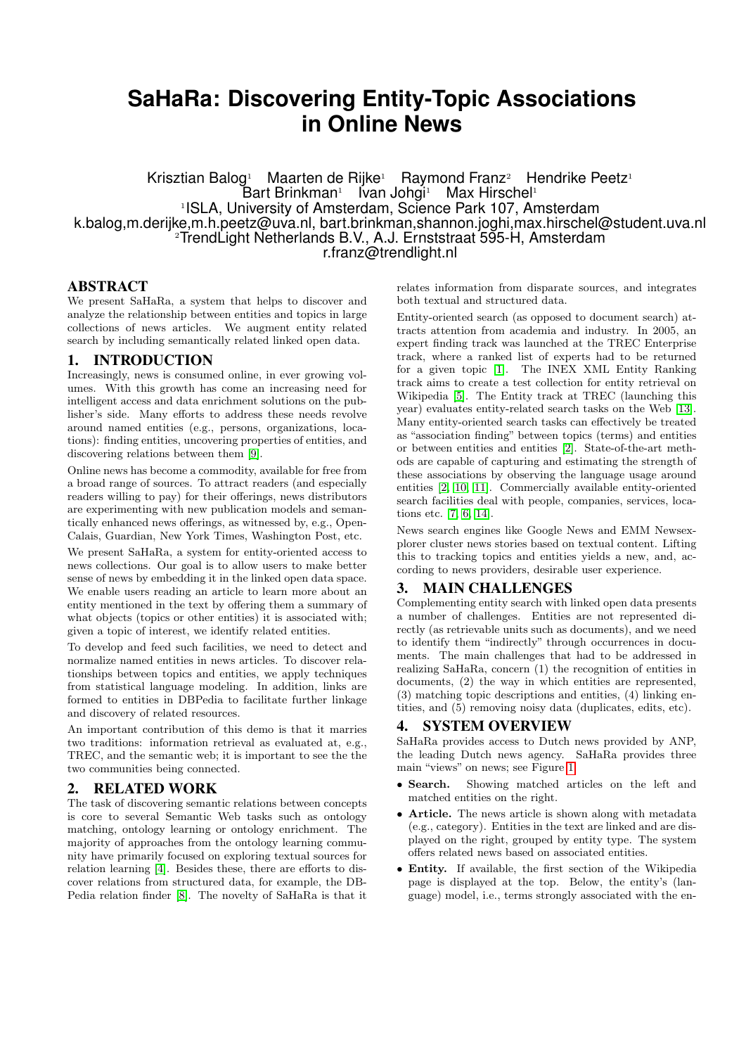# SaHaRa: Discovering Entity-Topic Associations in Online News

Krisztian Balog[1] Maarten de Rijke[1] Raymond Franz[2] Hendrike Peetz[1]
Bart Brinkman[1] Ivan Johgi[1] Max Hirschel[1]
[1]ISLA, University of Amsterdam, Science Park 107, Amsterdam
k.balog,m.derijke,m.h.peetz@uva.nl, bart.brinkman,shannon.joghi,max.hirschel@student.uva.nl
[2]TrendLight Netherlands B.V., A.J. Ernststraat 595-H, Amsterdam
r.franz@trendlight.nl

## ABSTRACT

We present SaHaRa, a system that helps to discover and analyze the relationship between entities and topics in large collections of news articles. We augment entity related search by including semantically related linked open data.

## 1. INTRODUCTION

Increasingly, news is consumed online, in ever growing volumes. With this growth has come an increasing need for intelligent access and data enrichment solutions on the publisher's side. Many efforts to address these needs revolve around named entities (e.g., persons, organizations, locations): finding entities, uncovering properties of entities, and discovering relations between them [9].

Online news has become a commodity, available for free from a broad range of sources. To attract readers (and especially readers willing to pay) for their offerings, news distributors are experimenting with new publication models and semantically enhanced news offerings, as witnessed by, e.g., OpenCalais, Guardian, New York Times, Washington Post, etc.

We present SaHaRa, a system for entity-oriented access to news collections. Our goal is to allow users to make better sense of news by embedding it in the linked open data space. We enable users reading an article to learn more about an entity mentioned in the text by offering them a summary of what objects (topics or other entities) it is associated with; given a topic of interest, we identify related entities.

To develop and feed such facilities, we need to detect and normalize named entities in news articles. To discover relationships between topics and entities, we apply techniques from statistical language modeling. In addition, links are formed to entities in DBPedia to facilitate further linkage and discovery of related resources.

An important contribution of this demo is that it marries two traditions: information retrieval as evaluated at, e.g., TREC, and the semantic web; it is important to see the the two communities being connected.

## 2. RELATED WORK

The task of discovering semantic relations between concepts is core to several Semantic Web tasks such as ontology matching, ontology learning or ontology enrichment. The majority of approaches from the ontology learning community have primarily focused on exploring textual sources for relation learning [4]. Besides these, there are efforts to discover relations from structured data, for example, the DBPedia relation finder [8]. The novelty of SaHaRa is that it relates information from disparate sources, and integrates both textual and structured data.

Entity-oriented search (as opposed to document search) attracts attention from academia and industry. In 2005, an expert finding track was launched at the TREC Enterprise track, where a ranked list of experts had to be returned for a given topic [1]. The INEX XML Entity Ranking track aims to create a test collection for entity retrieval on Wikipedia [5]. The Entity track at TREC (launching this year) evaluates entity-related search tasks on the Web [13]. Many entity-oriented search tasks can effectively be treated as "association finding" between topics (terms) and entities or between entities and entities [2]. State-of-the-art methods are capable of capturing and estimating the strength of these associations by observing the language usage around entities [2, 10, 11]. Commercially available entity-oriented search facilities deal with people, companies, services, locations etc. [7, 6, 14].

News search engines like Google News and EMM Newsexplorer cluster news stories based on textual content. Lifting this to tracking topics and entities yields a new, and, according to news providers, desirable user experience.

## 3. MAIN CHALLENGES

Complementing entity search with linked open data presents a number of challenges. Entities are not represented directly (as retrievable units such as documents), and we need to identify them "indirectly" through occurrences in documents. The main challenges that had to be addressed in realizing SaHaRa, concern (1) the recognition of entities in documents, (2) the way in which entities are represented, (3) matching topic descriptions and entities, (4) linking entities, and (5) removing noisy data (duplicates, edits, etc).

## 4. SYSTEM OVERVIEW

SaHaRa provides access to Dutch news provided by ANP, the leading Dutch news agency. SaHaRa provides three main "views" on news; see Figure 1.

- **Search.** Showing matched articles on the left and matched entities on the right.
- **Article.** The news article is shown along with metadata (e.g., category). Entities in the text are linked and are displayed on the right, grouped by entity type. The system offers related news based on associated entities.
- **Entity.** If available, the first section of the Wikipedia page is displayed at the top. Below, the entity's (language) model, i.e., terms strongly associated with the en-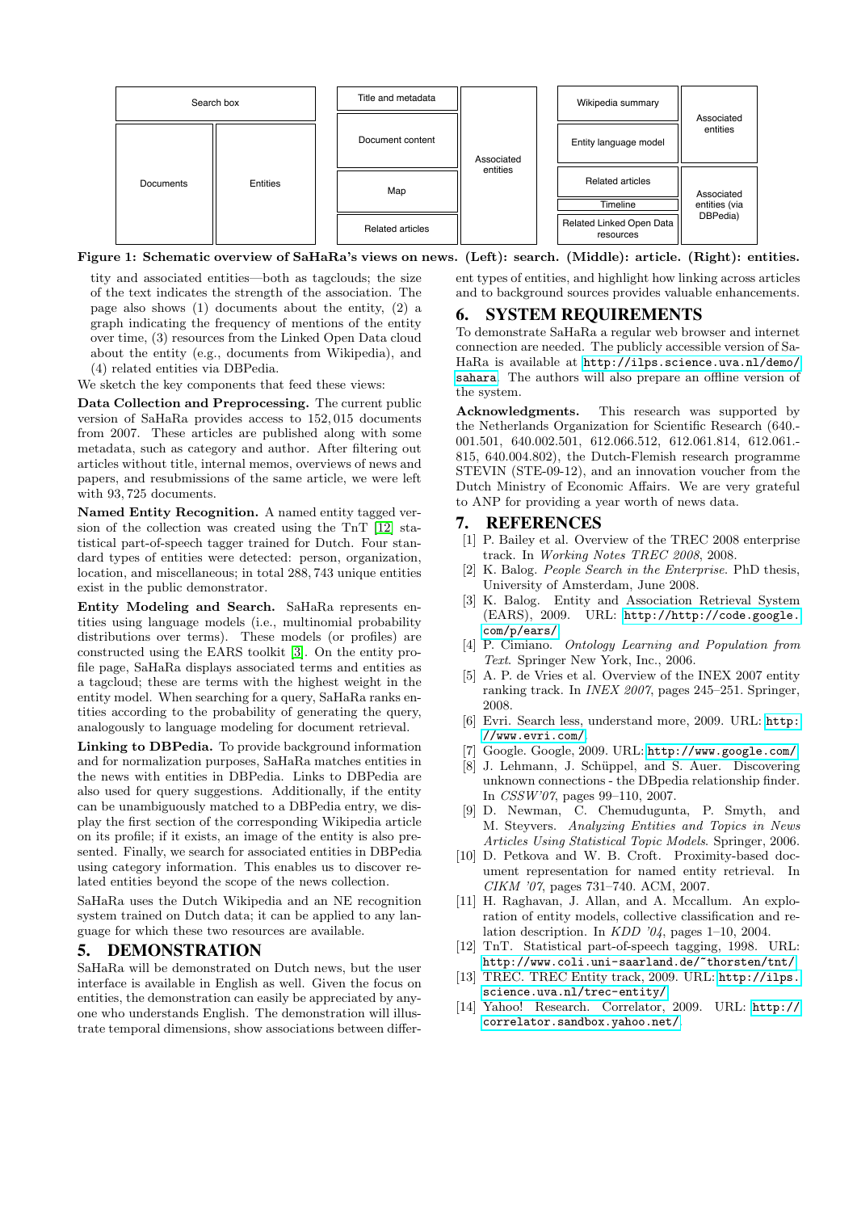Search box

Documents

Entities

Title and metadata

Document content

Map

Related articles

Associated entities

Wikipedia summary

Entity language model

Related articles

Timeline

Related Linked Open Data resources

Associated entities

Associated entities (via DBPedia)

**Figure 1: Schematic overview of SaHaRa's views on news. (Left): search. (Middle): article. (Right): entities.**

tity and associated entities—both as tagclouds; the size of the text indicates the strength of the association. The page also shows (1) documents about the entity, (2) a graph indicating the frequency of mentions of the entity over time, (3) resources from the Linked Open Data cloud about the entity (e.g., documents from Wikipedia), and (4) related entities via DBPedia.

We sketch the key components that feed these views:

**Data Collection and Preprocessing.** The current public version of SaHaRa provides access to 152,015 documents from 2007. These articles are published along with some metadata, such as category and author. After filtering out articles without title, internal memos, overviews of news and papers, and resubmissions of the same article, we were left with 93,725 documents.

**Named Entity Recognition.** A named entity tagged version of the collection was created using the TnT [12] statistical part-of-speech tagger trained for Dutch. Four standard types of entities were detected: person, organization, location, and miscellaneous; in total 288,743 unique entities exist in the public demonstrator.

**Entity Modeling and Search.** SaHaRa represents entities using language models (i.e., multinomial probability distributions over terms). These models (or profiles) are constructed using the EARS toolkit [3]. On the entity profile page, SaHaRa displays associated terms and entities as a tagcloud; these are terms with the highest weight in the entity model. When searching for a query, SaHaRa ranks entities according to the probability of generating the query, analogously to language modeling for document retrieval.

**Linking to DBPedia.** To provide background information and for normalization purposes, SaHaRa matches entities in the news with entities in DBPedia. Links to DBPedia are also used for query suggestions. Additionally, if the entity can be unambiguously matched to a DBPedia entry, we display the first section of the corresponding Wikipedia article on its profile; if it exists, an image of the entity is also presented. Finally, we search for associated entities in DBPedia using category information. This enables us to discover related entities beyond the scope of the news collection.

SaHaRa uses the Dutch Wikipedia and an NE recognition system trained on Dutch data; it can be applied to any language for which these two resources are available.

## 5. DEMONSTRATION

SaHaRa will be demonstrated on Dutch news, but the user interface is available in English as well. Given the focus on entities, the demonstration can easily be appreciated by anyone who understands English. The demonstration will illustrate temporal dimensions, show associations between different types of entities, and highlight how linking across articles and to background sources provides valuable enhancements.

## 6. SYSTEM REQUIREMENTS

To demonstrate SaHaRa a regular web browser and internet connection are needed. The publicly accessible version of SaHaRa is available at http://ilps.science.uva.nl/demo/sahara. The authors will also prepare an offline version of the system.

**Acknowledgments.** This research was supported by the Netherlands Organization for Scientific Research (640.-001.501, 640.002.501, 612.066.512, 612.061.814, 612.061.-815, 640.004.802), the Dutch-Flemish research programme STEVIN (STE-09-12), and an innovation voucher from the Dutch Ministry of Economic Affairs. We are very grateful to ANP for providing a year worth of news data.

## 7. REFERENCES

[1] P. Bailey et al. Overview of the TREC 2008 enterprise track. In *Working Notes TREC 2008*, 2008.

[2] K. Balog. *People Search in the Enterprise.* PhD thesis, University of Amsterdam, June 2008.

[3] K. Balog. Entity and Association Retrieval System (EARS), 2009. URL: http://http://code.google.com/p/ears/.

[4] P. Cimiano. *Ontology Learning and Population from Text.* Springer New York, Inc., 2006.

[5] A. P. de Vries et al. Overview of the INEX 2007 entity ranking track. In *INEX 2007*, pages 245–251. Springer, 2008.

[6] Evri. Search less, understand more, 2009. URL: http://www.evri.com/.

[7] Google. Google, 2009. URL: http://www.google.com/.

[8] J. Lehmann, J. Schüppel, and S. Auer. Discovering unknown connections - the DBpedia relationship finder. In *CSSW'07*, pages 99–110, 2007.

[9] D. Newman, C. Chemudugunta, P. Smyth, and M. Steyvers. *Analyzing Entities and Topics in News Articles Using Statistical Topic Models.* Springer, 2006.

[10] D. Petkova and W. B. Croft. Proximity-based document representation for named entity retrieval. In *CIKM '07*, pages 731–740. ACM, 2007.

[11] H. Raghavan, J. Allan, and A. Mccallum. An exploration of entity models, collective classification and relation description. In *KDD '04*, pages 1–10, 2004.

[12] TnT. Statistical part-of-speech tagging, 1998. URL: http://www.coli.uni-saarland.de/~thorsten/tnt/.

[13] TREC. TREC Entity track, 2009. URL: http://ilps.science.uva.nl/trec-entity/.

[14] Yahoo! Research. Correlator, 2009. URL: http://correlator.sandbox.yahoo.net/.